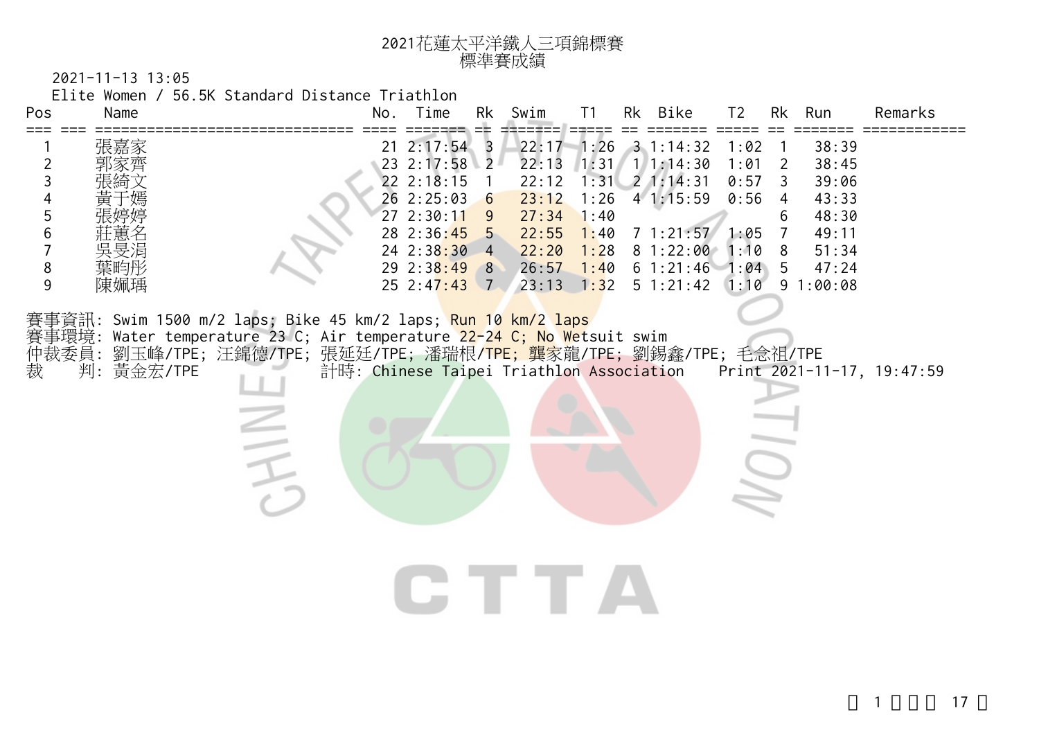# 2021花蓮太平洋鐵人三項錦標賽

## 標準賽成績

2021-11-13 13:05

Elite Women / 56.5K Standard Distance Triathlon

| Pos | | Name | No. | Time | Rk | Swim | T1 | Rk | Bike | T2 | Rk | Run | Remarks |
|---|---|---|---|---|---|---|---|---|---|---|---|---|---|
| 1 | | 張嘉家 | 21 | 2:17:54 | 3 | 22:17 | 1:26 | 3 | 1:14:32 | 1:02 | 1 | 38:39 | |
| 2 | | 郭家齊 | 23 | 2:17:58 | 2 | 22:13 | 1:31 | 1 | 1:14:30 | 1:01 | 2 | 38:45 | |
| 3 | | 張綺文 | 22 | 2:18:15 | 1 | 22:12 | 1:31 | 2 | 1:14:31 | 0:57 | 3 | 39:06 | |
| 4 | | 黃于嫣 | 26 | 2:25:03 | 6 | 23:12 | 1:26 | 4 | 1:15:59 | 0:56 | 4 | 43:33 | |
| 5 | | 張婷婷 | 27 | 2:30:11 | 9 | 27:34 | 1:40 | | | | 6 | 48:30 | |
| 6 | | 莊蕙名 | 28 | 2:36:45 | 5 | 22:55 | 1:40 | 7 | 1:21:57 | 1:05 | 7 | 49:11 | |
| 7 | | 吳旻涓 | 24 | 2:38:30 | 4 | 22:20 | 1:28 | 8 | 1:22:00 | 1:10 | 8 | 51:34 | |
| 8 | | 葉昀彤 | 29 | 2:38:49 | 8 | 26:57 | 1:40 | 6 | 1:21:46 | 1:04 | 5 | 47:24 | |
| 9 | | 陳姵瑀 | 25 | 2:47:43 | 7 | 23:13 | 1:32 | 5 | 1:21:42 | 1:10 | 9 | 1:00:08 | |

賽事資訊: Swim 1500 m/2 laps; Bike 45 km/2 laps; Run 10 km/2 laps

賽事環境: Water temperature 23 C; Air temperature 22-24 C; No Wetsuit swim

仲裁委員: 劉玉峰/TPE; 汪錦德/TPE; 張延廷/TPE; 潘瑞根/TPE; 龔家龍/TPE; 劉錫鑫/TPE; 毛念祖/TPE

裁　　判: 黃金宏/TPE　　計時: Chinese Taipei Triathlon Association　　Print 2021-11-17, 19:47:59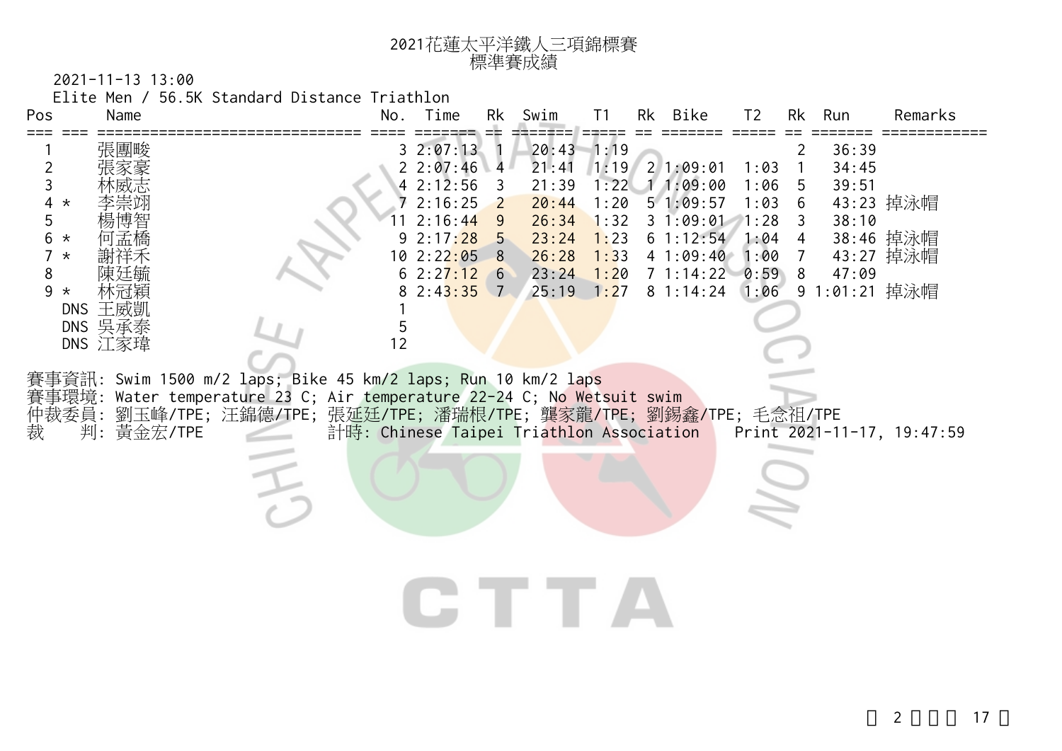# 2021花蓮太平洋鐵人三項錦標賽
## 標準賽成績

2021-11-13 13:00

Elite Men / 56.5K Standard Distance Triathlon

| Pos | | Name | No. | Time | Rk | Swim | T1 | Rk | Bike | T2 | Rk | Run | Remarks |
|---|---|---|---|---|---|---|---|---|---|---|---|---|---|
| 1 | | 張團畯 | 3 | 2:07:13 | 1 | 20:43 | 1:19 | | | | 2 | 36:39 | |
| 2 | | 張家豪 | 2 | 2:07:46 | 4 | 21:41 | 1:19 | 2 | 1:09:01 | 1:03 | 1 | 34:45 | |
| 3 | | 林威志 | 4 | 2:12:56 | 3 | 21:39 | 1:22 | 1 | 1:09:00 | 1:06 | 5 | 39:51 | |
| 4 | * | 李崇翊 | 7 | 2:16:25 | 2 | 20:44 | 1:20 | 5 | 1:09:57 | 1:03 | 6 | 43:23 | 掉泳帽 |
| 5 | | 楊博智 | 11 | 2:16:44 | 9 | 26:34 | 1:32 | 3 | 1:09:01 | 1:28 | 3 | 38:10 | |
| 6 | * | 何孟橋 | 9 | 2:17:28 | 5 | 23:24 | 1:23 | 6 | 1:12:54 | 1:04 | 4 | 38:46 | 掉泳帽 |
| 7 | * | 謝祥禾 | 10 | 2:22:05 | 8 | 26:28 | 1:33 | 4 | 1:09:40 | 1:00 | 7 | 43:27 | 掉泳帽 |
| 8 | | 陳廷毓 | 6 | 2:27:12 | 6 | 23:24 | 1:20 | 7 | 1:14:22 | 0:59 | 8 | 47:09 | |
| 9 | * | 林冠穎 | 8 | 2:43:35 | 7 | 25:19 | 1:27 | 8 | 1:14:24 | 1:06 | 9 | 1:01:21 | 掉泳帽 |
| | DNS | 王威凱 | 1 | | | | | | | | | | |
| | DNS | 吳承泰 | 5 | | | | | | | | | | |
| | DNS | 江家瑋 | 12 | | | | | | | | | | |

賽事資訊: Swim 1500 m/2 laps; Bike 45 km/2 laps; Run 10 km/2 laps

賽事環境: Water temperature 23 C; Air temperature 22-24 C; No Wetsuit swim

仲裁委員: 劉玉峰/TPE; 汪錦德/TPE; 張延廷/TPE; 潘瑞根/TPE; 龔家龍/TPE; 劉錫鑫/TPE; 毛念祖/TPE

裁　　判: 黃金宏/TPE　　計時: Chinese Taipei Triathlon Association　　Print 2021-11-17, 19:47:59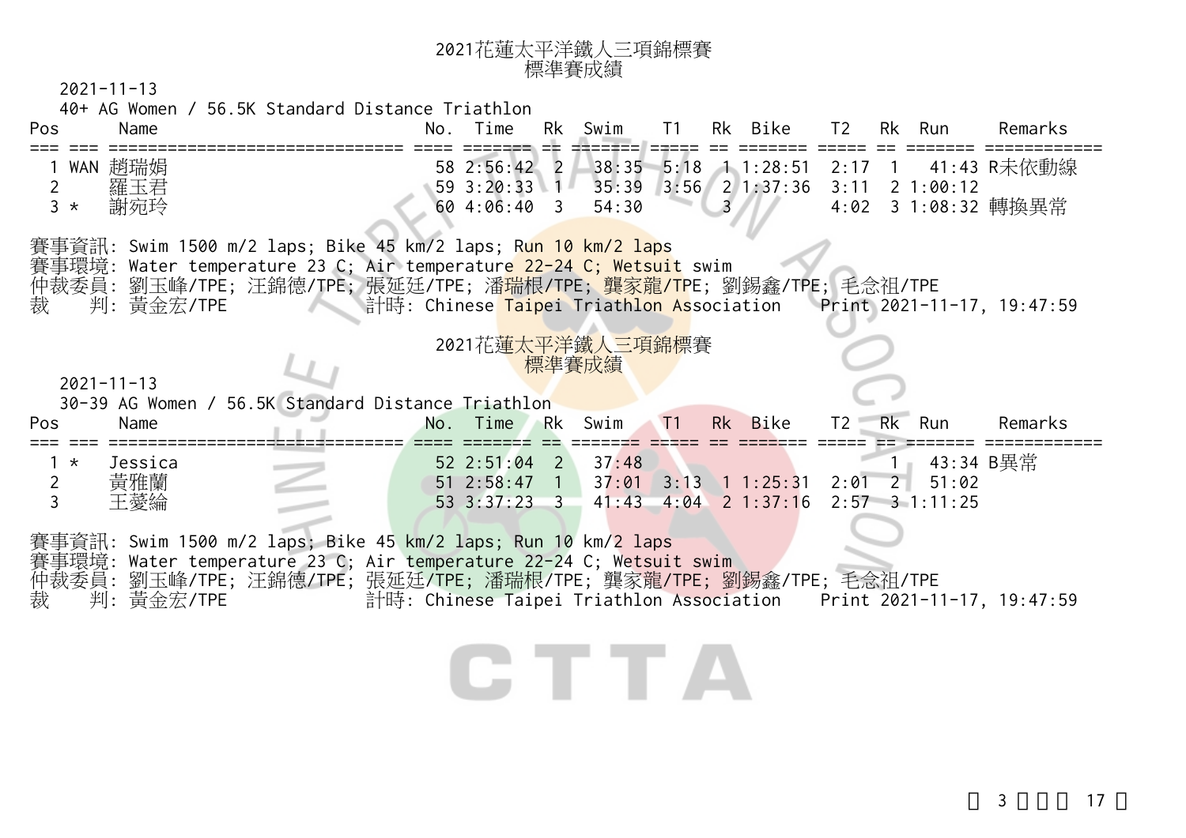# 2021花蓮太平洋鐵人三項錦標賽
## 標準賽成績

2021-11-13

40+ AG Women / 56.5K Standard Distance Triathlon

| Pos | | Name | No. | Time | Rk | Swim | T1 | Rk | Bike | T2 | Rk | Run | Remarks |
|---|---|---|---|---|---|---|---|---|---|---|---|---|---|
| 1 | WAN | 趙瑞娟 | 58 | 2:56:42 | 2 | 38:35 | 5:18 | 1 | 1:28:51 | 2:17 | 1 | 41:43 | R未依動線 |
| 2 | | 羅玉君 | 59 | 3:20:33 | 1 | 35:39 | 3:56 | 2 | 1:37:36 | 3:11 | 2 | 1:00:12 | |
| 3 | * | 謝宛玲 | 60 | 4:06:40 | 3 | 54:30 | | 3 | | 4:02 | 3 | 1:08:32 | 轉換異常 |

賽事資訊: Swim 1500 m/2 laps; Bike 45 km/2 laps; Run 10 km/2 laps
賽事環境: Water temperature 23 C; Air temperature 22-24 C; Wetsuit swim
仲裁委員: 劉玉峰/TPE; 汪錦德/TPE; 張延廷/TPE; 潘瑞根/TPE; 龔家龍/TPE; 劉錫鑫/TPE; 毛念祖/TPE
裁　判: 黃金宏/TPE　計時: Chinese Taipei Triathlon Association　Print 2021-11-17, 19:47:59

# 2021花蓮太平洋鐵人三項錦標賽
## 標準賽成績

2021-11-13

30-39 AG Women / 56.5K Standard Distance Triathlon

| Pos | | Name | No. | Time | Rk | Swim | T1 | Rk | Bike | T2 | Rk | Run | Remarks |
|---|---|---|---|---|---|---|---|---|---|---|---|---|---|
| 1 | * | Jessica | 52 | 2:51:04 | 2 | 37:48 | | | | | 1 | 43:34 | B異常 |
| 2 | | 黃雅蘭 | 51 | 2:58:47 | 1 | 37:01 | 3:13 | 1 | 1:25:31 | 2:01 | 2 | 51:02 | |
| 3 | | 王菱綸 | 53 | 3:37:23 | 3 | 41:43 | 4:04 | 2 | 1:37:16 | 2:57 | 3 | 1:11:25 | |

賽事資訊: Swim 1500 m/2 laps; Bike 45 km/2 laps; Run 10 km/2 laps
賽事環境: Water temperature 23 C; Air temperature 22-24 C; Wetsuit swim
仲裁委員: 劉玉峰/TPE; 汪錦德/TPE; 張延廷/TPE; 潘瑞根/TPE; 龔家龍/TPE; 劉錫鑫/TPE; 毛念祖/TPE
裁　判: 黃金宏/TPE　計時: Chinese Taipei Triathlon Association　Print 2021-11-17, 19:47:59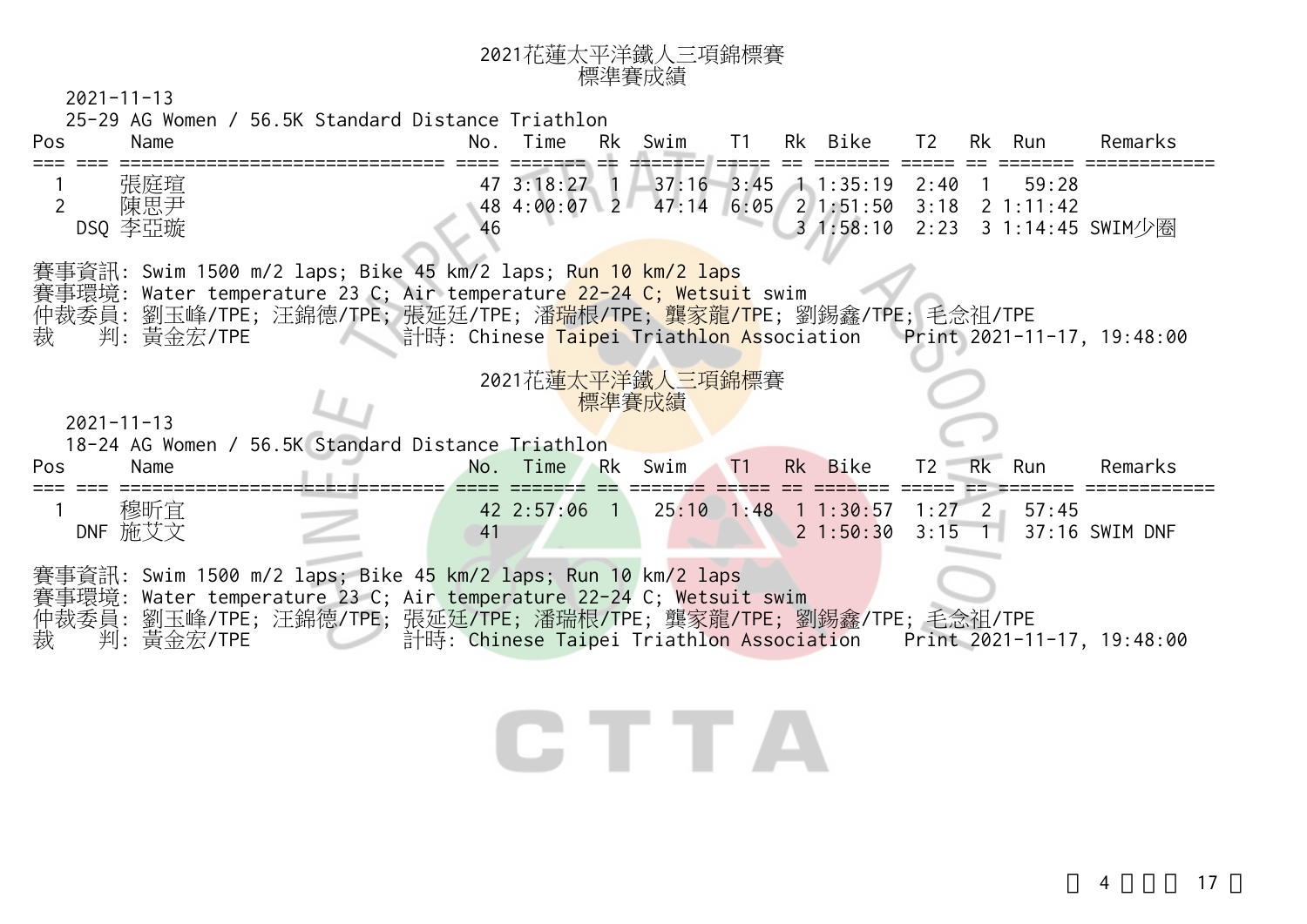# 2021花蓮太平洋鐵人三項錦標賽
## 標準賽成績

2021-11-13

25-29 AG Women / 56.5K Standard Distance Triathlon

| Pos | Name | No. | Time | Rk | Swim | T1 | Rk | Bike | T2 | Rk | Run | Remarks |
|---|---|---|---|---|---|---|---|---|---|---|---|---|
| 1 | 張庭瑄 | 47 | 3:18:27 | 1 | 37:16 | 3:45 | 1 | 1:35:19 | 2:40 | 1 | 59:28 | |
| 2 | 陳思尹 | 48 | 4:00:07 | 2 | 47:14 | 6:05 | 2 | 1:51:50 | 3:18 | 2 | 1:11:42 | |
| DSQ | 李亞璇 | 46 | | | | | 3 | 1:58:10 | 2:23 | 3 | 1:14:45 | SWIM少圈 |

賽事資訊: Swim 1500 m/2 laps; Bike 45 km/2 laps; Run 10 km/2 laps
賽事環境: Water temperature 23 C; Air temperature 22-24 C; Wetsuit swim
仲裁委員: 劉玉峰/TPE; 汪錦德/TPE; 張延廷/TPE; 潘瑞根/TPE; 龔家龍/TPE; 劉錫鑫/TPE; 毛念祖/TPE
裁　判: 黃金宏/TPE　計時: Chinese Taipei Triathlon Association　Print 2021-11-17, 19:48:00

# 2021花蓮太平洋鐵人三項錦標賽
## 標準賽成績

2021-11-13

18-24 AG Women / 56.5K Standard Distance Triathlon

| Pos | Name | No. | Time | Rk | Swim | T1 | Rk | Bike | T2 | Rk | Run | Remarks |
|---|---|---|---|---|---|---|---|---|---|---|---|---|
| 1 | 穆昕宜 | 42 | 2:57:06 | 1 | 25:10 | 1:48 | 1 | 1:30:57 | 1:27 | 2 | 57:45 | |
| DNF | 施艾文 | 41 | | | | | 2 | 1:50:30 | 3:15 | 1 | 37:16 | SWIM DNF |

賽事資訊: Swim 1500 m/2 laps; Bike 45 km/2 laps; Run 10 km/2 laps
賽事環境: Water temperature 23 C; Air temperature 22-24 C; Wetsuit swim
仲裁委員: 劉玉峰/TPE; 汪錦德/TPE; 張延廷/TPE; 潘瑞根/TPE; 龔家龍/TPE; 劉錫鑫/TPE; 毛念祖/TPE
裁　判: 黃金宏/TPE　計時: Chinese Taipei Triathlon Association　Print 2021-11-17, 19:48:00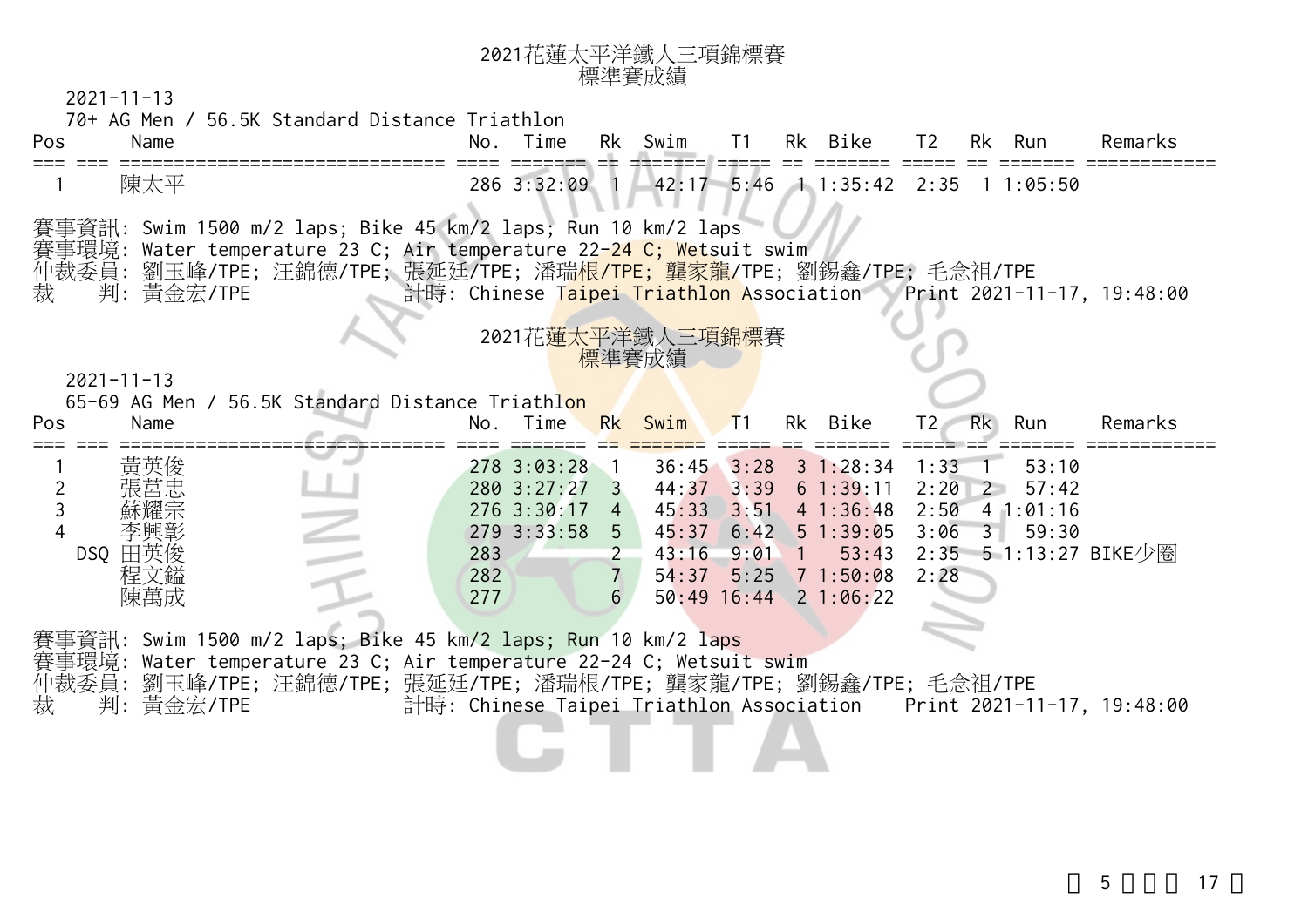# 2021花蓮太平洋鐵人三項錦標賽
## 標準賽成績

2021-11-13

70+ AG Men / 56.5K Standard Distance Triathlon

| Pos | | Name | No. | Time | Rk | Swim | T1 | Rk | Bike | T2 | Rk | Run | Remarks |
|---|---|---|---|---|---|---|---|---|---|---|---|---|---|
| 1 | | 陳太平 | 286 | 3:32:09 | 1 | 42:17 | 5:46 | 1 | 1:35:42 | 2:35 | 1 | 1:05:50 | |

賽事資訊: Swim 1500 m/2 laps; Bike 45 km/2 laps; Run 10 km/2 laps
賽事環境: Water temperature 23 C; Air temperature 22-24 C; Wetsuit swim
仲裁委員: 劉玉峰/TPE; 汪錦德/TPE; 張延廷/TPE; 潘瑞根/TPE; 龔家龍/TPE; 劉錫鑫/TPE; 毛念祖/TPE
裁　判: 黃金宏/TPE　計時: Chinese Taipei Triathlon Association　Print 2021-11-17, 19:48:00

# 2021花蓮太平洋鐵人三項錦標賽
## 標準賽成績

2021-11-13

65-69 AG Men / 56.5K Standard Distance Triathlon

| Pos | | Name | No. | Time | Rk | Swim | T1 | Rk | Bike | T2 | Rk | Run | Remarks |
|---|---|---|---|---|---|---|---|---|---|---|---|---|---|
| 1 | | 黃英俊 | 278 | 3:03:28 | 1 | 36:45 | 3:28 | 3 | 1:28:34 | 1:33 | 1 | 53:10 | |
| 2 | | 張莒忠 | 280 | 3:27:27 | 3 | 44:37 | 3:39 | 6 | 1:39:11 | 2:20 | 2 | 57:42 | |
| 3 | | 蘇耀宗 | 276 | 3:30:17 | 4 | 45:33 | 3:51 | 4 | 1:36:48 | 2:50 | 4 | 1:01:16 | |
| 4 | | 李興彰 | 279 | 3:33:58 | 5 | 45:37 | 6:42 | 5 | 1:39:05 | 3:06 | 3 | 59:30 | |
| | DSQ | 田英俊 | 283 | | 2 | 43:16 | 9:01 | 1 | 53:43 | 2:35 | 5 | 1:13:27 | BIKE少圈 |
| | | 程文鎰 | 282 | | 7 | 54:37 | 5:25 | 7 | 1:50:08 | 2:28 | | | |
| | | 陳萬成 | 277 | | 6 | 50:49 | 16:44 | 2 | 1:06:22 | | | | |

賽事資訊: Swim 1500 m/2 laps; Bike 45 km/2 laps; Run 10 km/2 laps
賽事環境: Water temperature 23 C; Air temperature 22-24 C; Wetsuit swim
仲裁委員: 劉玉峰/TPE; 汪錦德/TPE; 張延廷/TPE; 潘瑞根/TPE; 龔家龍/TPE; 劉錫鑫/TPE; 毛念祖/TPE
裁　判: 黃金宏/TPE　計時: Chinese Taipei Triathlon Association　Print 2021-11-17, 19:48:00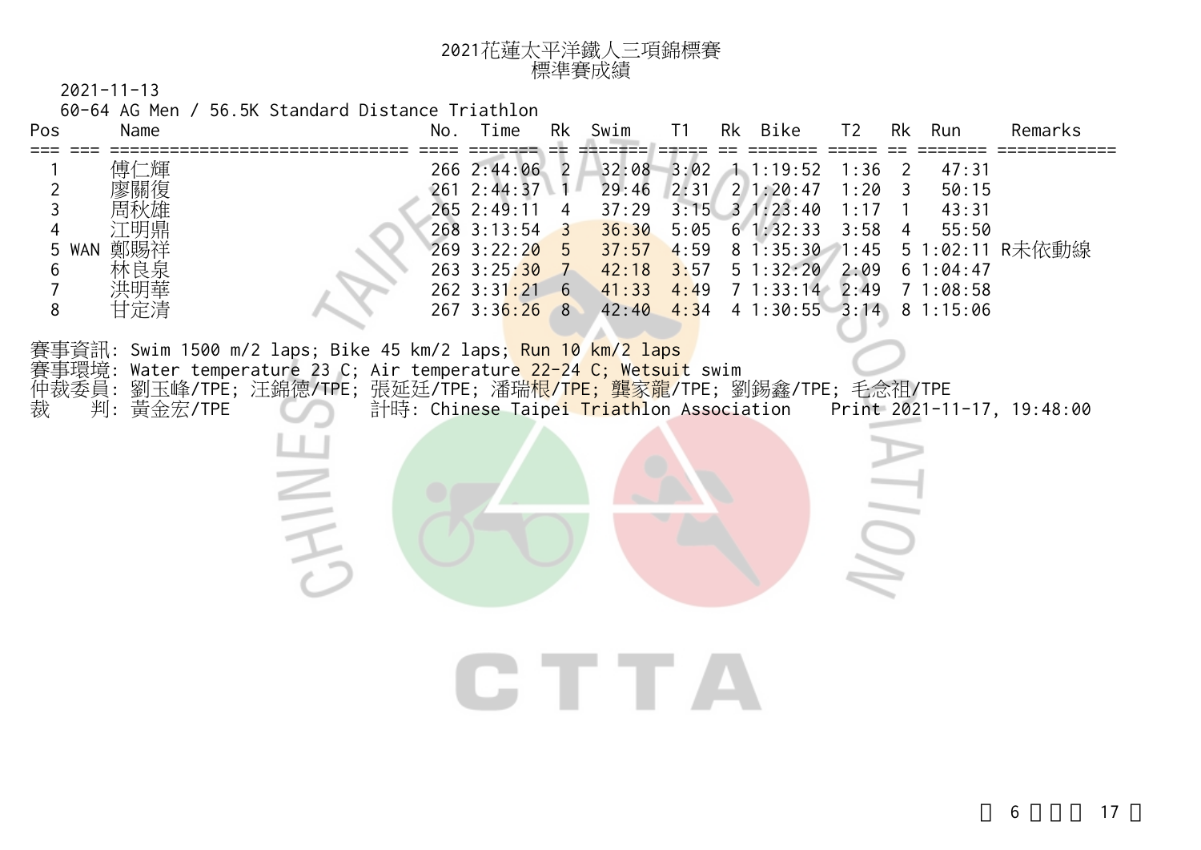# 2021花蓮太平洋鐵人三項錦標賽
## 標準賽成績

2021-11-13

60-64 AG Men / 56.5K Standard Distance Triathlon

| Pos | | Name | No. | Time | Rk | Swim | T1 | Rk | Bike | T2 | Rk | Run | Remarks |
|---|---|---|---|---|---|---|---|---|---|---|---|---|---|
| 1 | | 傅仁輝 | 266 | 2:44:06 | 2 | 32:08 | 3:02 | 1 | 1:19:52 | 1:36 | 2 | 47:31 | |
| 2 | | 廖關復 | 261 | 2:44:37 | 1 | 29:46 | 2:31 | 2 | 1:20:47 | 1:20 | 3 | 50:15 | |
| 3 | | 周秋雄 | 265 | 2:49:11 | 4 | 37:29 | 3:15 | 3 | 1:23:40 | 1:17 | 1 | 43:31 | |
| 4 | | 江明鼎 | 268 | 3:13:54 | 3 | 36:30 | 5:05 | 6 | 1:32:33 | 3:58 | 4 | 55:50 | |
| 5 | WAN | 鄭賜祥 | 269 | 3:22:20 | 5 | 37:57 | 4:59 | 8 | 1:35:30 | 1:45 | 5 | 1:02:11 | R未依動線 |
| 6 | | 林良泉 | 263 | 3:25:30 | 7 | 42:18 | 3:57 | 5 | 1:32:20 | 2:09 | 6 | 1:04:47 | |
| 7 | | 洪明華 | 262 | 3:31:21 | 6 | 41:33 | 4:49 | 7 | 1:33:14 | 2:49 | 7 | 1:08:58 | |
| 8 | | 甘定清 | 267 | 3:36:26 | 8 | 42:40 | 4:34 | 4 | 1:30:55 | 3:14 | 8 | 1:15:06 | |

賽事資訊: Swim 1500 m/2 laps; Bike 45 km/2 laps; Run 10 km/2 laps
賽事環境: Water temperature 23 C; Air temperature 22-24 C; Wetsuit swim
仲裁委員: 劉玉峰/TPE; 汪錦德/TPE; 張延廷/TPE; 潘瑞根/TPE; 龔家龍/TPE; 劉錫鑫/TPE; 毛念祖/TPE
裁　　判: 黃金宏/TPE　　計時: Chinese Taipei Triathlon Association　　Print 2021-11-17, 19:48:00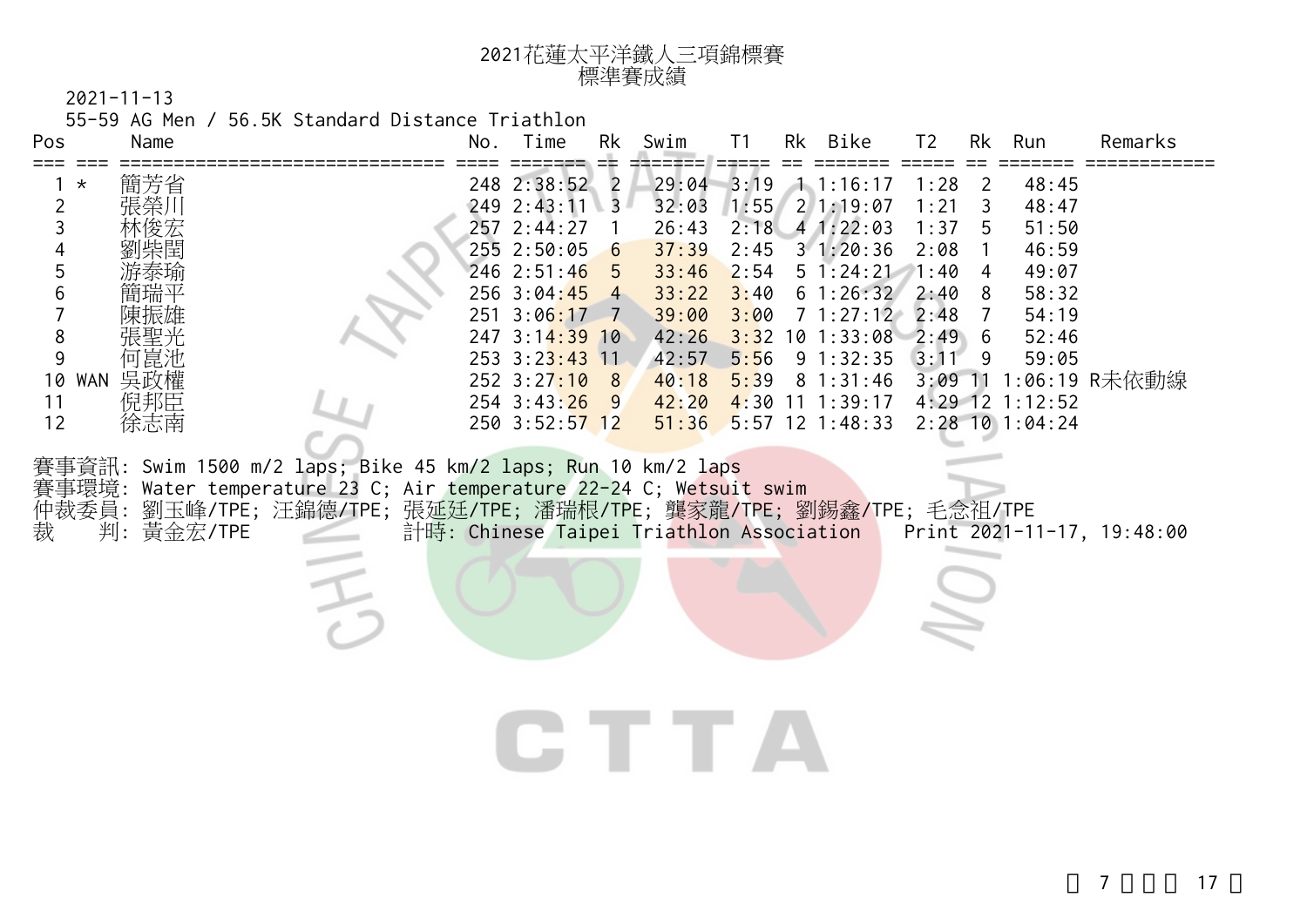# 2021花蓮太平洋鐵人三項錦標賽
## 標準賽成績

2021-11-13

55-59 AG Men / 56.5K Standard Distance Triathlon

| Pos | | Name | No. | Time | Rk | Swim | T1 | Rk | Bike | T2 | Rk | Run | Remarks |
|---|---|---|---|---|---|---|---|---|---|---|---|---|---|
| 1 | * | 簡芳省 | 248 | 2:38:52 | 2 | 29:04 | 3:19 | 1 | 1:16:17 | 1:28 | 2 | 48:45 | |
| 2 | | 張榮川 | 249 | 2:43:11 | 3 | 32:03 | 1:55 | 2 | 1:19:07 | 1:21 | 3 | 48:47 | |
| 3 | | 林俊宏 | 257 | 2:44:27 | 1 | 26:43 | 2:18 | 4 | 1:22:03 | 1:37 | 5 | 51:50 | |
| 4 | | 劉柴閨 | 255 | 2:50:05 | 6 | 37:39 | 2:45 | 3 | 1:20:36 | 2:08 | 1 | 46:59 | |
| 5 | | 游泰瑜 | 246 | 2:51:46 | 5 | 33:46 | 2:54 | 5 | 1:24:21 | 1:40 | 4 | 49:07 | |
| 6 | | 簡瑞平 | 256 | 3:04:45 | 4 | 33:22 | 3:40 | 6 | 1:26:32 | 2:40 | 8 | 58:32 | |
| 7 | | 陳振雄 | 251 | 3:06:17 | 7 | 39:00 | 3:00 | 7 | 1:27:12 | 2:48 | 7 | 54:19 | |
| 8 | | 張聖光 | 247 | 3:14:39 | 10 | 42:26 | 3:32 | 10 | 1:33:08 | 2:49 | 6 | 52:46 | |
| 9 | | 何崑池 | 253 | 3:23:43 | 11 | 42:57 | 5:56 | 9 | 1:32:35 | 3:11 | 9 | 59:05 | |
| 10 | WAN | 吳政權 | 252 | 3:27:10 | 8 | 40:18 | 5:39 | 8 | 1:31:46 | 3:09 | 11 | 1:06:19 | R未依動線 |
| 11 | | 倪邦臣 | 254 | 3:43:26 | 9 | 42:20 | 4:30 | 11 | 1:39:17 | 4:29 | 12 | 1:12:52 | |
| 12 | | 徐志南 | 250 | 3:52:57 | 12 | 51:36 | 5:57 | 12 | 1:48:33 | 2:28 | 10 | 1:04:24 | |

賽事資訊: Swim 1500 m/2 laps; Bike 45 km/2 laps; Run 10 km/2 laps

賽事環境: Water temperature 23 C; Air temperature 22-24 C; Wetsuit swim

仲裁委員: 劉玉峰/TPE; 汪錦德/TPE; 張延廷/TPE; 潘瑞根/TPE; 龔家龍/TPE; 劉錫鑫/TPE; 毛念祖/TPE

裁　　判: 黃金宏/TPE　　計時: Chinese Taipei Triathlon Association　　Print 2021-11-17, 19:48:00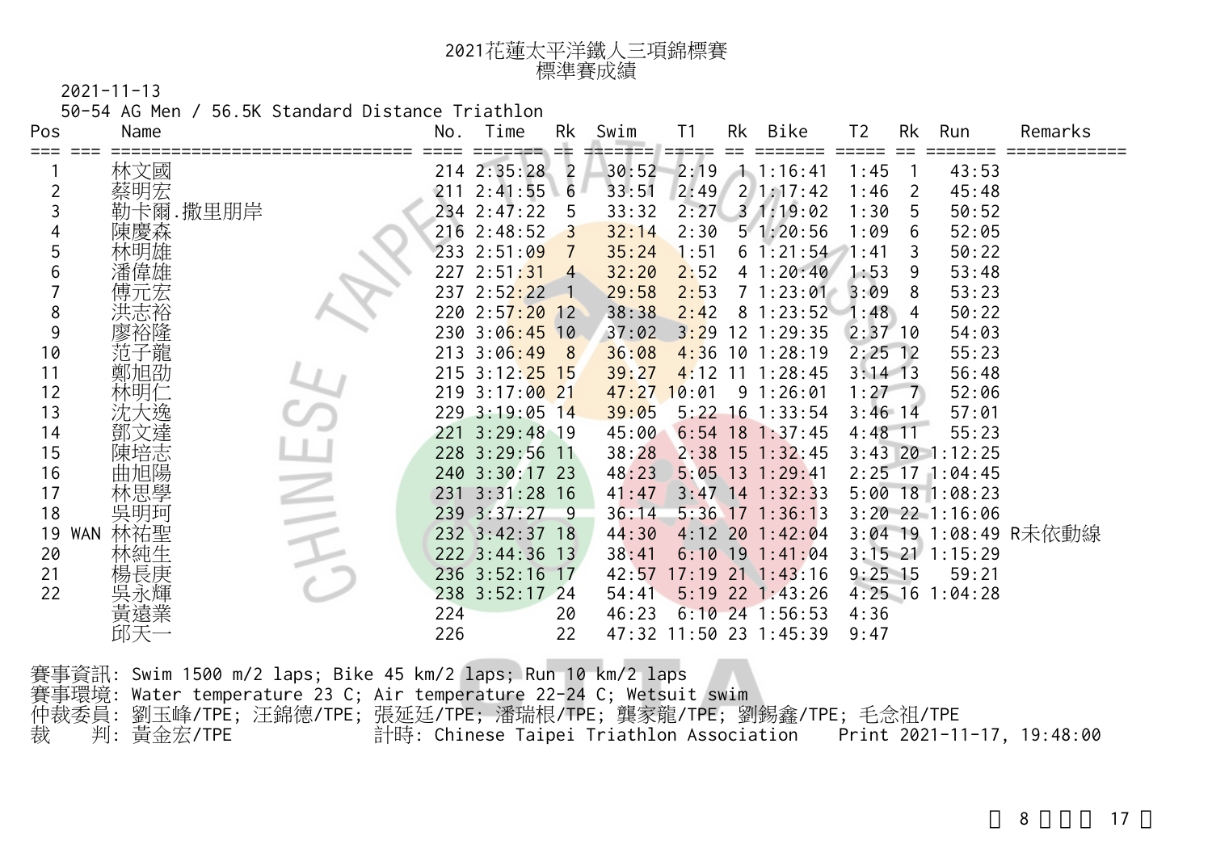# 2021花蓮太平洋鐵人三項錦標賽
## 標準賽成績

2021-11-13

50-54 AG Men / 56.5K Standard Distance Triathlon

| Pos | | Name | No. | Time | Rk | Swim | T1 | Rk | Bike | T2 | Rk | Run | Remarks |
|---|---|---|---|---|---|---|---|---|---|---|---|---|---|
| 1 | | 林文國 | 214 | 2:35:28 | 2 | 30:52 | 2:19 | 1 | 1:16:41 | 1:45 | 1 | 43:53 | |
| 2 | | 蔡明宏 | 211 | 2:41:55 | 6 | 33:51 | 2:49 | 2 | 1:17:42 | 1:46 | 2 | 45:48 | |
| 3 | | 勒卡爾.撒里朋岸 | 234 | 2:47:22 | 5 | 33:32 | 2:27 | 3 | 1:19:02 | 1:30 | 5 | 50:52 | |
| 4 | | 陳慶森 | 216 | 2:48:52 | 3 | 32:14 | 2:30 | 5 | 1:20:56 | 1:09 | 6 | 52:05 | |
| 5 | | 林明雄 | 233 | 2:51:09 | 7 | 35:24 | 1:51 | 6 | 1:21:54 | 1:41 | 3 | 50:22 | |
| 6 | | 潘偉雄 | 227 | 2:51:31 | 4 | 32:20 | 2:52 | 4 | 1:20:40 | 1:53 | 9 | 53:48 | |
| 7 | | 傅元宏 | 237 | 2:52:22 | 1 | 29:58 | 2:53 | 7 | 1:23:01 | 3:09 | 8 | 53:23 | |
| 8 | | 洪志裕 | 220 | 2:57:20 | 12 | 38:38 | 2:42 | 8 | 1:23:52 | 1:48 | 4 | 50:22 | |
| 9 | | 廖裕隆 | 230 | 3:06:45 | 10 | 37:02 | 3:29 | 12 | 1:29:35 | 2:37 | 10 | 54:03 | |
| 10 | | 范子龍 | 213 | 3:06:49 | 8 | 36:08 | 4:36 | 10 | 1:28:19 | 2:25 | 12 | 55:23 | |
| 11 | | 鄭旭劭 | 215 | 3:12:25 | 15 | 39:27 | 4:12 | 11 | 1:28:45 | 3:14 | 13 | 56:48 | |
| 12 | | 林明仁 | 219 | 3:17:00 | 21 | 47:27 | 10:01 | 9 | 1:26:01 | 1:27 | 7 | 52:06 | |
| 13 | | 沈大逸 | 229 | 3:19:05 | 14 | 39:05 | 5:22 | 16 | 1:33:54 | 3:46 | 14 | 57:01 | |
| 14 | | 鄧文達 | 221 | 3:29:48 | 19 | 45:00 | 6:54 | 18 | 1:37:45 | 4:48 | 11 | 55:23 | |
| 15 | | 陳培志 | 228 | 3:29:56 | 11 | 38:28 | 2:38 | 15 | 1:32:45 | 3:43 | 20 | 1:12:25 | |
| 16 | | 曲旭陽 | 240 | 3:30:17 | 23 | 48:23 | 5:05 | 13 | 1:29:41 | 2:25 | 17 | 1:04:45 | |
| 17 | | 林思學 | 231 | 3:31:28 | 16 | 41:47 | 3:47 | 14 | 1:32:33 | 5:00 | 18 | 1:08:23 | |
| 18 | | 吳明珂 | 239 | 3:37:27 | 9 | 36:14 | 5:36 | 17 | 1:36:13 | 3:20 | 22 | 1:16:06 | |
| 19 | WAN | 林祐聖 | 232 | 3:42:37 | 18 | 44:30 | 4:12 | 20 | 1:42:04 | 3:04 | 19 | 1:08:49 | R未依動線 |
| 20 | | 林純生 | 222 | 3:44:36 | 13 | 38:41 | 6:10 | 19 | 1:41:04 | 3:15 | 21 | 1:15:29 | |
| 21 | | 楊長庚 | 236 | 3:52:16 | 17 | 42:57 | 17:19 | 21 | 1:43:16 | 9:25 | 15 | 59:21 | |
| 22 | | 吳永輝 | 238 | 3:52:17 | 24 | 54:41 | 5:19 | 22 | 1:43:26 | 4:25 | 16 | 1:04:28 | |
| | | 黃遠業 | 224 | | 20 | 46:23 | 6:10 | 24 | 1:56:53 | 4:36 | | | |
| | | 邱天一 | 226 | | 22 | 47:32 | 11:50 | 23 | 1:45:39 | 9:47 | | | |

賽事資訊: Swim 1500 m/2 laps; Bike 45 km/2 laps; Run 10 km/2 laps

賽事環境: Water temperature 23 C; Air temperature 22-24 C; Wetsuit swim

仲裁委員: 劉玉峰/TPE; 汪錦德/TPE; 張延廷/TPE; 潘瑞根/TPE; 龔家龍/TPE; 劉錫鑫/TPE; 毛念祖/TPE

裁　　判: 黃金宏/TPE　　計時: Chinese Taipei Triathlon Association　　Print 2021-11-17, 19:48:00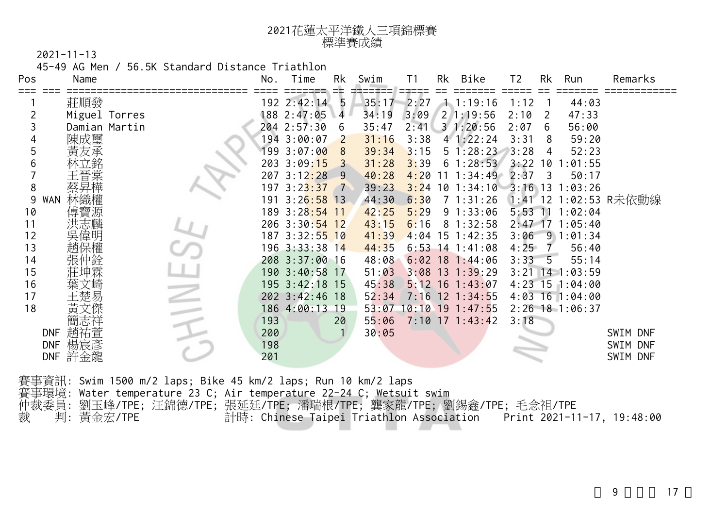# 2021花蓮太平洋鐵人三項錦標賽
## 標準賽成績

2021-11-13

45-49 AG Men / 56.5K Standard Distance Triathlon

| Pos | | Name | No. | Time | Rk | Swim | T1 | Rk | Bike | T2 | Rk | Run | Remarks |
|---|---|---|---|---|---|---|---|---|---|---|---|---|---|
| 1 | | 莊順發 | 192 | 2:42:14 | 5 | 35:17 | 2:27 | 1 | 1:19:16 | 1:12 | 1 | 44:03 | |
| 2 | | Miguel Torres | 188 | 2:47:05 | 4 | 34:19 | 3:09 | 2 | 1:19:56 | 2:10 | 2 | 47:33 | |
| 3 | | Damian Martin | 204 | 2:57:30 | 6 | 35:47 | 2:41 | 3 | 1:20:56 | 2:07 | 6 | 56:00 | |
| 4 | | 陳成璽 | 194 | 3:00:07 | 2 | 31:16 | 3:38 | 4 | 1:22:24 | 3:31 | 8 | 59:20 | |
| 5 | | 黃友承 | 199 | 3:07:00 | 8 | 39:34 | 3:15 | 5 | 1:28:23 | 3:28 | 4 | 52:23 | |
| 6 | | 林立銘 | 203 | 3:09:15 | 3 | 31:28 | 3:39 | 6 | 1:28:53 | 3:22 | 10 | 1:01:55 | |
| 7 | | 王晉棠 | 207 | 3:12:28 | 9 | 40:28 | 4:20 | 11 | 1:34:49 | 2:37 | 3 | 50:17 | |
| 8 | | 蔡昇樺 | 197 | 3:23:37 | 7 | 39:23 | 3:24 | 10 | 1:34:10 | 3:16 | 13 | 1:03:26 | |
| 9 | WAN | 林織權 | 191 | 3:26:58 | 13 | 44:30 | 6:30 | 7 | 1:31:26 | 1:41 | 12 | 1:02:53 | R未依動線 |
| 10 | | 傅寶源 | 189 | 3:28:54 | 11 | 42:25 | 5:29 | 9 | 1:33:06 | 5:53 | 11 | 1:02:04 | |
| 11 | | 洪志麟 | 206 | 3:30:54 | 12 | 43:15 | 6:16 | 8 | 1:32:58 | 2:47 | 17 | 1:05:40 | |
| 12 | | 吳偉明 | 187 | 3:32:55 | 10 | 41:39 | 4:04 | 15 | 1:42:35 | 3:06 | 9 | 1:01:34 | |
| 13 | | 趙保權 | 196 | 3:33:38 | 14 | 44:35 | 6:53 | 14 | 1:41:08 | 4:25 | 7 | 56:40 | |
| 14 | | 張仲銓 | 208 | 3:37:00 | 16 | 48:08 | 6:02 | 18 | 1:44:06 | 3:33 | 5 | 55:14 | |
| 15 | | 莊坤霖 | 190 | 3:40:58 | 17 | 51:03 | 3:08 | 13 | 1:39:29 | 3:21 | 14 | 1:03:59 | |
| 16 | | 葉文崎 | 195 | 3:42:18 | 15 | 45:38 | 5:12 | 16 | 1:43:07 | 4:23 | 15 | 1:04:00 | |
| 17 | | 王楚易 | 202 | 3:42:46 | 18 | 52:34 | 7:16 | 12 | 1:34:55 | 4:03 | 16 | 1:04:00 | |
| 18 | | 黃文傑 | 186 | 4:00:13 | 19 | 53:07 | 10:10 | 19 | 1:47:55 | 2:26 | 18 | 1:06:37 | |
| | | 簡志祥 | 193 | | 20 | 55:06 | 7:10 | 17 | 1:43:42 | 3:18 | | | |
| | DNF | 趙祐萱 | 200 | | 1 | 30:05 | | | | | | | SWIM DNF |
| | DNF | 楊宸彥 | 198 | | | | | | | | | | SWIM DNF |
| | DNF | 許金龍 | 201 | | | | | | | | | | SWIM DNF |

賽事資訊: Swim 1500 m/2 laps; Bike 45 km/2 laps; Run 10 km/2 laps

賽事環境: Water temperature 23 C; Air temperature 22-24 C; Wetsuit swim

仲裁委員: 劉玉峰/TPE; 汪錦德/TPE; 張延廷/TPE; 潘瑞根/TPE; 龔家龍/TPE; 劉錫鑫/TPE; 毛念祖/TPE

裁　　判: 黃金宏/TPE　　計時: Chinese Taipei Triathlon Association　　Print 2021-11-17, 19:48:00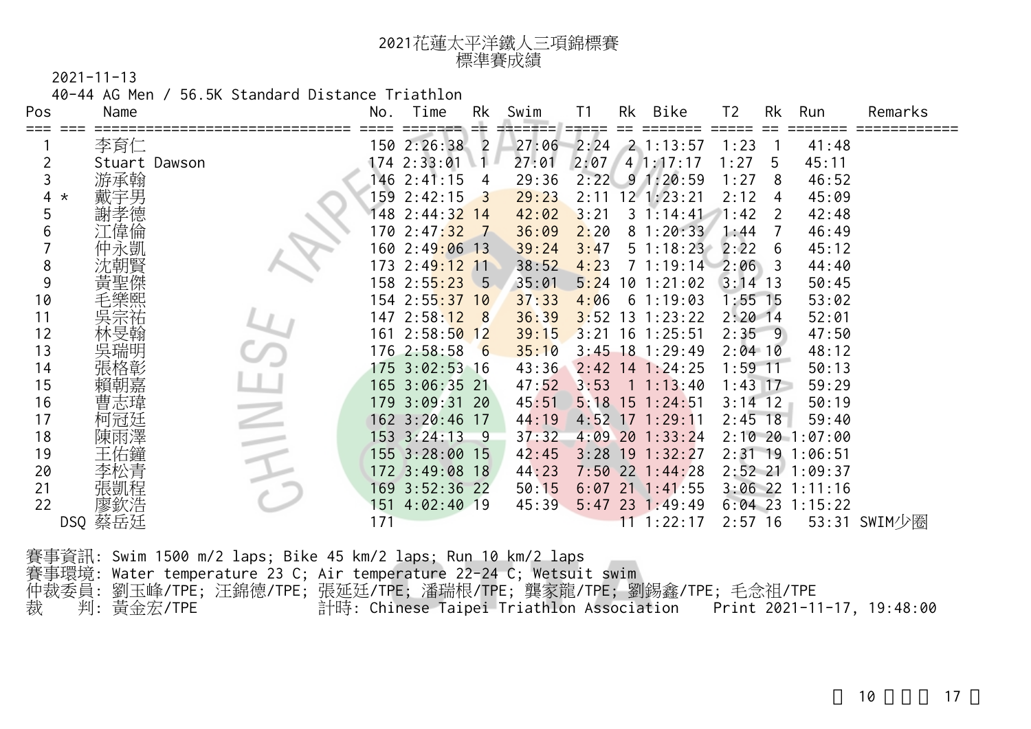# 2021花蓮太平洋鐵人三項錦標賽
## 標準賽成績

2021-11-13

40-44 AG Men / 56.5K Standard Distance Triathlon

| Pos | | Name | No. | Time | Rk | Swim | T1 | Rk | Bike | T2 | Rk | Run | Remarks |
|---|---|---|---|---|---|---|---|---|---|---|---|---|---|
| 1 | | 李育仁 | 150 | 2:26:38 | 2 | 27:06 | 2:24 | 2 | 1:13:57 | 1:23 | 1 | 41:48 | |
| 2 | | Stuart Dawson | 174 | 2:33:01 | 1 | 27:01 | 2:07 | 4 | 1:17:17 | 1:27 | 5 | 45:11 | |
| 3 | | 游承翰 | 146 | 2:41:15 | 4 | 29:36 | 2:22 | 9 | 1:20:59 | 1:27 | 8 | 46:52 | |
| 4 | * | 戴宇男 | 159 | 2:42:15 | 3 | 29:23 | 2:11 | 12 | 1:23:21 | 2:12 | 4 | 45:09 | |
| 5 | | 謝孝德 | 148 | 2:44:32 | 14 | 42:02 | 3:21 | 3 | 1:14:41 | 1:42 | 2 | 42:48 | |
| 6 | | 江偉倫 | 170 | 2:47:32 | 7 | 36:09 | 2:20 | 8 | 1:20:33 | 1:44 | 7 | 46:49 | |
| 7 | | 仲永凱 | 160 | 2:49:06 | 13 | 39:24 | 3:47 | 5 | 1:18:23 | 2:22 | 6 | 45:12 | |
| 8 | | 沈朝賢 | 173 | 2:49:12 | 11 | 38:52 | 4:23 | 7 | 1:19:14 | 2:06 | 3 | 44:40 | |
| 9 | | 黃聖傑 | 158 | 2:55:23 | 5 | 35:01 | 5:24 | 10 | 1:21:02 | 3:14 | 13 | 50:45 | |
| 10 | | 毛樂熙 | 154 | 2:55:37 | 10 | 37:33 | 4:06 | 6 | 1:19:03 | 1:55 | 15 | 53:02 | |
| 11 | | 吳宗祐 | 147 | 2:58:12 | 8 | 36:39 | 3:52 | 13 | 1:23:22 | 2:20 | 14 | 52:01 | |
| 12 | | 林旻翰 | 161 | 2:58:50 | 12 | 39:15 | 3:21 | 16 | 1:25:51 | 2:35 | 9 | 47:50 | |
| 13 | | 吳瑞明 | 176 | 2:58:58 | 6 | 35:10 | 3:45 | 18 | 1:29:49 | 2:04 | 10 | 48:12 | |
| 14 | | 張格彰 | 175 | 3:02:53 | 16 | 43:36 | 2:42 | 14 | 1:24:25 | 1:59 | 11 | 50:13 | |
| 15 | | 賴朝嘉 | 165 | 3:06:35 | 21 | 47:52 | 3:53 | 1 | 1:13:40 | 1:43 | 17 | 59:29 | |
| 16 | | 曹志瑋 | 179 | 3:09:31 | 20 | 45:51 | 5:18 | 15 | 1:24:51 | 3:14 | 12 | 50:19 | |
| 17 | | 柯冠廷 | 162 | 3:20:46 | 17 | 44:19 | 4:52 | 17 | 1:29:11 | 2:45 | 18 | 59:40 | |
| 18 | | 陳雨澤 | 153 | 3:24:13 | 9 | 37:32 | 4:09 | 20 | 1:33:24 | 2:10 | 20 | 1:07:00 | |
| 19 | | 王佑鐘 | 155 | 3:28:00 | 15 | 42:45 | 3:28 | 19 | 1:32:27 | 2:31 | 19 | 1:06:51 | |
| 20 | | 李松青 | 172 | 3:49:08 | 18 | 44:23 | 7:50 | 22 | 1:44:28 | 2:52 | 21 | 1:09:37 | |
| 21 | | 張凱程 | 169 | 3:52:36 | 22 | 50:15 | 6:07 | 21 | 1:41:55 | 3:06 | 22 | 1:11:16 | |
| 22 | | 廖欽浩 | 151 | 4:02:40 | 19 | 45:39 | 5:47 | 23 | 1:49:49 | 6:04 | 23 | 1:15:22 | |
| | DSQ | 蔡岳廷 | 171 | | | | | 11 | 1:22:17 | 2:57 | 16 | 53:31 | SWIM少圈 |

賽事資訊: Swim 1500 m/2 laps; Bike 45 km/2 laps; Run 10 km/2 laps

賽事環境: Water temperature 23 C; Air temperature 22-24 C; Wetsuit swim

仲裁委員: 劉玉峰/TPE; 汪錦德/TPE; 張延廷/TPE; 潘瑞根/TPE; 龔家龍/TPE; 劉錫鑫/TPE; 毛念祖/TPE

裁　　判: 黃金宏/TPE　　計時: Chinese Taipei Triathlon Association　　Print 2021-11-17, 19:48:00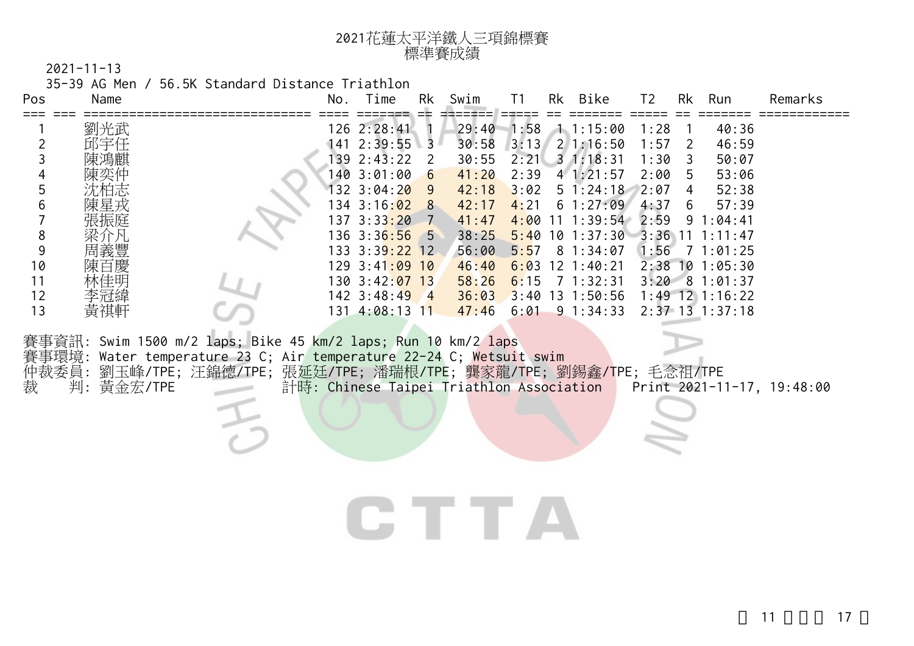# 2021花蓮太平洋鐵人三項錦標賽
## 標準賽成績

2021-11-13

35-39 AG Men / 56.5K Standard Distance Triathlon

| Pos | Name | No. | Time | Rk | Swim | T1 | Rk | Bike | T2 | Rk | Run | Remarks |
|---|---|---|---|---|---|---|---|---|---|---|---|---|
| 1 | 劉光武 | 126 | 2:28:41 | 1 | 29:40 | 1:58 | 1 | 1:15:00 | 1:28 | 1 | 40:36 | |
| 2 | 邱宇任 | 141 | 2:39:55 | 3 | 30:58 | 3:13 | 2 | 1:16:50 | 1:57 | 2 | 46:59 | |
| 3 | 陳鴻麒 | 139 | 2:43:22 | 2 | 30:55 | 2:21 | 3 | 1:18:31 | 1:30 | 3 | 50:07 | |
| 4 | 陳奕仲 | 140 | 3:01:00 | 6 | 41:20 | 2:39 | 4 | 1:21:57 | 2:00 | 5 | 53:06 | |
| 5 | 沈柏志 | 132 | 3:04:20 | 9 | 42:18 | 3:02 | 5 | 1:24:18 | 2:07 | 4 | 52:38 | |
| 6 | 陳星戎 | 134 | 3:16:02 | 8 | 42:17 | 4:21 | 6 | 1:27:09 | 4:37 | 6 | 57:39 | |
| 7 | 張振庭 | 137 | 3:33:20 | 7 | 41:47 | 4:00 | 11 | 1:39:54 | 2:59 | 9 | 1:04:41 | |
| 8 | 梁介凡 | 136 | 3:36:56 | 5 | 38:25 | 5:40 | 10 | 1:37:30 | 3:36 | 11 | 1:11:47 | |
| 9 | 周義豐 | 133 | 3:39:22 | 12 | 56:00 | 5:57 | 8 | 1:34:07 | 1:56 | 7 | 1:01:25 | |
| 10 | 陳百慶 | 129 | 3:41:09 | 10 | 46:40 | 6:03 | 12 | 1:40:21 | 2:38 | 10 | 1:05:30 | |
| 11 | 林佳明 | 130 | 3:42:07 | 13 | 58:26 | 6:15 | 7 | 1:32:31 | 3:20 | 8 | 1:01:37 | |
| 12 | 李冠緯 | 142 | 3:48:49 | 4 | 36:03 | 3:40 | 13 | 1:50:56 | 1:49 | 12 | 1:16:22 | |
| 13 | 黃祺軒 | 131 | 4:08:13 | 11 | 47:46 | 6:01 | 9 | 1:34:33 | 2:37 | 13 | 1:37:18 | |

賽事資訊: Swim 1500 m/2 laps; Bike 45 km/2 laps; Run 10 km/2 laps

賽事環境: Water temperature 23 C; Air temperature 22-24 C; Wetsuit swim

仲裁委員: 劉玉峰/TPE; 汪錦德/TPE; 張延廷/TPE; 潘瑞根/TPE; 龔家龍/TPE; 劉錫鑫/TPE; 毛念祖/TPE

裁　　判: 黃金宏/TPE　　計時: Chinese Taipei Triathlon Association　　Print 2021-11-17, 19:48:00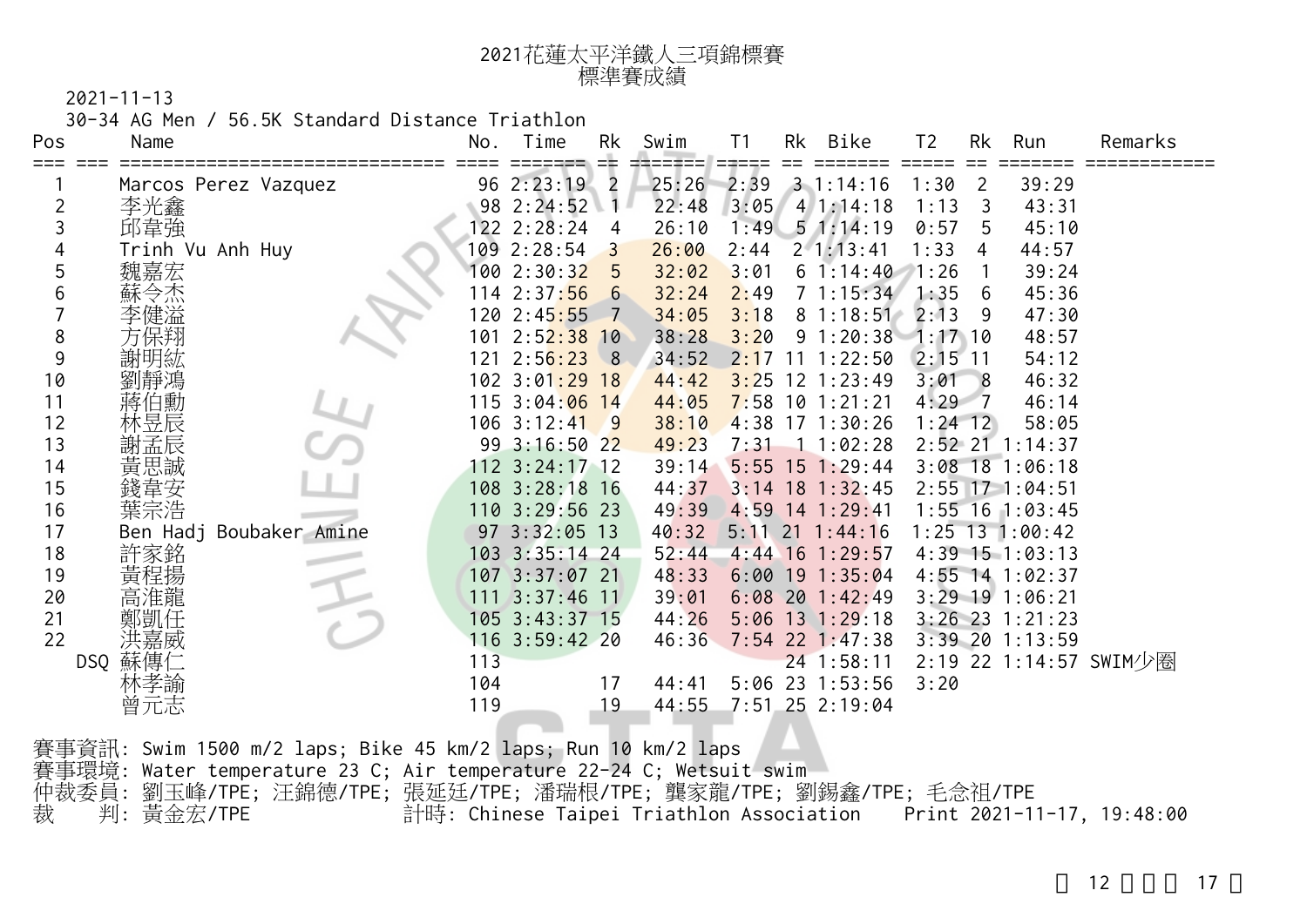# 2021花蓮太平洋鐵人三項錦標賽
## 標準賽成績

2021-11-13

30-34 AG Men / 56.5K Standard Distance Triathlon

| Pos | Name | No. | Time | Rk | Swim | T1 | Rk | Bike | T2 | Rk | Run | Remarks |
|---|---|---|---|---|---|---|---|---|---|---|---|---|
| 1 | Marcos Perez Vazquez | 96 | 2:23:19 | 2 | 25:26 | 2:39 | 3 | 1:14:16 | 1:30 | 2 | 39:29 | |
| 2 | 李光鑫 | 98 | 2:24:52 | 1 | 22:48 | 3:05 | 4 | 1:14:18 | 1:13 | 3 | 43:31 | |
| 3 | 邱韋強 | 122 | 2:28:24 | 4 | 26:10 | 1:49 | 5 | 1:14:19 | 0:57 | 5 | 45:10 | |
| 4 | Trinh Vu Anh Huy | 109 | 2:28:54 | 3 | 26:00 | 2:44 | 2 | 1:13:41 | 1:33 | 4 | 44:57 | |
| 5 | 魏嘉宏 | 100 | 2:30:32 | 5 | 32:02 | 3:01 | 6 | 1:14:40 | 1:26 | 1 | 39:24 | |
| 6 | 蘇令杰 | 114 | 2:37:56 | 6 | 32:24 | 2:49 | 7 | 1:15:34 | 1:35 | 6 | 45:36 | |
| 7 | 李健溢 | 120 | 2:45:55 | 7 | 34:05 | 3:18 | 8 | 1:18:51 | 2:13 | 9 | 47:30 | |
| 8 | 方保翔 | 101 | 2:52:38 | 10 | 38:28 | 3:20 | 9 | 1:20:38 | 1:17 | 10 | 48:57 | |
| 9 | 謝明紘 | 121 | 2:56:23 | 8 | 34:52 | 2:17 | 11 | 1:22:50 | 2:15 | 11 | 54:12 | |
| 10 | 劉靜鴻 | 102 | 3:01:29 | 18 | 44:42 | 3:25 | 12 | 1:23:49 | 3:01 | 8 | 46:32 | |
| 11 | 蔣伯勳 | 115 | 3:04:06 | 14 | 44:05 | 7:58 | 10 | 1:21:21 | 4:29 | 7 | 46:14 | |
| 12 | 林昱辰 | 106 | 3:12:41 | 9 | 38:10 | 4:38 | 17 | 1:30:26 | 1:24 | 12 | 58:05 | |
| 13 | 謝孟辰 | 99 | 3:16:50 | 22 | 49:23 | 7:31 | 1 | 1:02:28 | 2:52 | 21 | 1:14:37 | |
| 14 | 黃思誠 | 112 | 3:24:17 | 12 | 39:14 | 5:55 | 15 | 1:29:44 | 3:08 | 18 | 1:06:18 | |
| 15 | 錢韋安 | 108 | 3:28:18 | 16 | 44:37 | 3:14 | 18 | 1:32:45 | 2:55 | 17 | 1:04:51 | |
| 16 | 葉宗浩 | 110 | 3:29:56 | 23 | 49:39 | 4:59 | 14 | 1:29:41 | 1:55 | 16 | 1:03:45 | |
| 17 | Ben Hadj Boubaker Amine | 97 | 3:32:05 | 13 | 40:32 | 5:11 | 21 | 1:44:16 | 1:25 | 13 | 1:00:42 | |
| 18 | 許家銘 | 103 | 3:35:14 | 24 | 52:44 | 4:44 | 16 | 1:29:57 | 4:39 | 15 | 1:03:13 | |
| 19 | 黃程揚 | 107 | 3:37:07 | 21 | 48:33 | 6:00 | 19 | 1:35:04 | 4:55 | 14 | 1:02:37 | |
| 20 | 高淮龍 | 111 | 3:37:46 | 11 | 39:01 | 6:08 | 20 | 1:42:49 | 3:29 | 19 | 1:06:21 | |
| 21 | 鄭凱任 | 105 | 3:43:37 | 15 | 44:26 | 5:06 | 13 | 1:29:18 | 3:26 | 23 | 1:21:23 | |
| 22 | 洪嘉威 | 116 | 3:59:42 | 20 | 46:36 | 7:54 | 22 | 1:47:38 | 3:39 | 20 | 1:13:59 | |
| DSQ | 蘇傳仁 | 113 | | | | | 24 | 1:58:11 | 2:19 | 22 | 1:14:57 | SWIM少圈 |
| | 林孝諭 | 104 | | 17 | 44:41 | 5:06 | 23 | 1:53:56 | 3:20 | | | |
| | 曾元志 | 119 | | 19 | 44:55 | 7:51 | 25 | 2:19:04 | | | | |

賽事資訊: Swim 1500 m/2 laps; Bike 45 km/2 laps; Run 10 km/2 laps
賽事環境: Water temperature 23 C; Air temperature 22-24 C; Wetsuit swim
仲裁委員: 劉玉峰/TPE; 汪錦德/TPE; 張延廷/TPE; 潘瑞根/TPE; 龔家龍/TPE; 劉錫鑫/TPE; 毛念祖/TPE
裁　　判: 黃金宏/TPE　　計時: Chinese Taipei Triathlon Association　　Print 2021-11-17, 19:48:00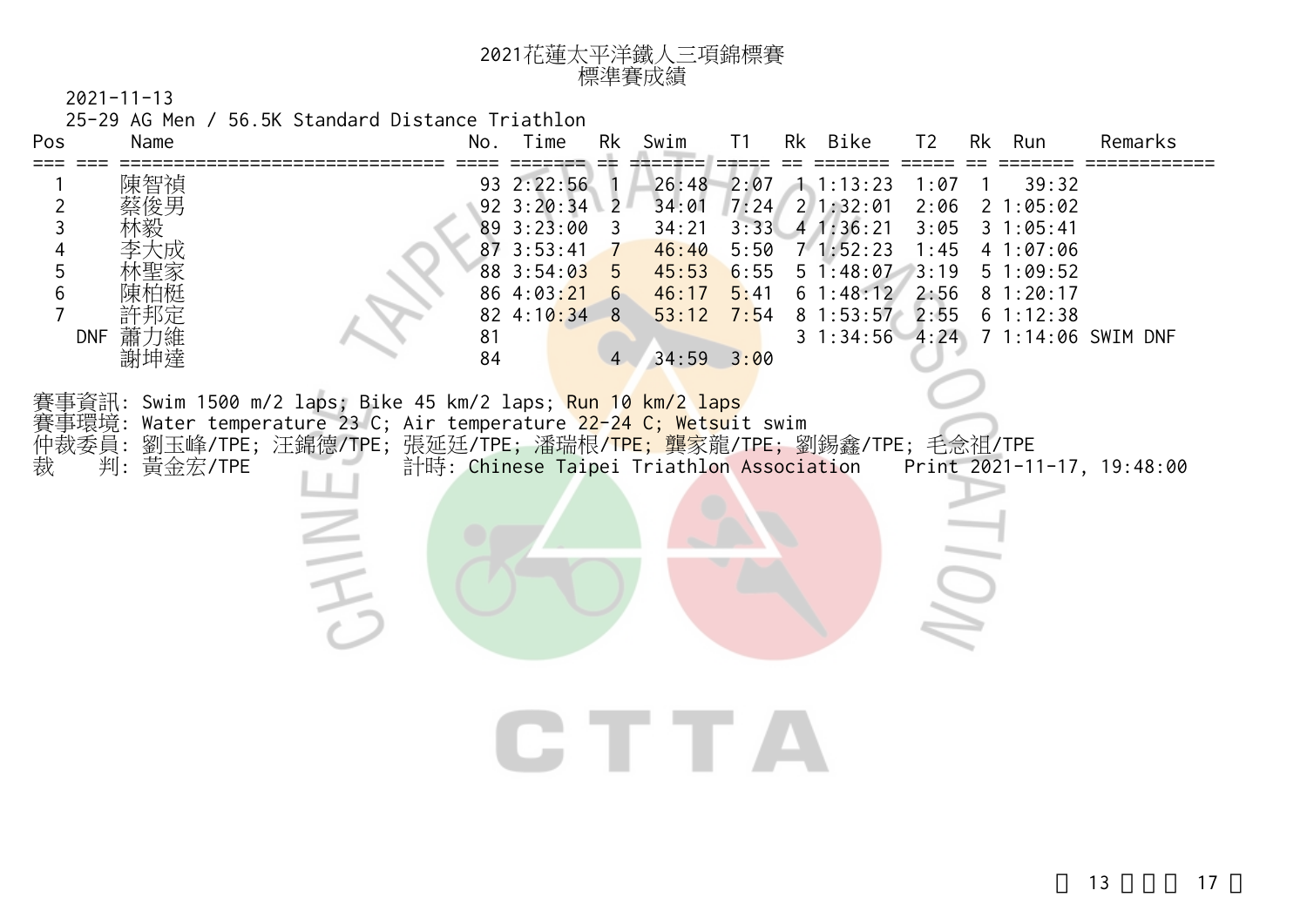# 2021花蓮太平洋鐵人三項錦標賽
## 標準賽成績

2021-11-13

25-29 AG Men / 56.5K Standard Distance Triathlon

| Pos | | Name | No. | Time | Rk | Swim | T1 | Rk | Bike | T2 | Rk | Run | Remarks |
|---|---|---|---|---|---|---|---|---|---|---|---|---|---|
| 1 | | 陳智禎 | 93 | 2:22:56 | 1 | 26:48 | 2:07 | 1 | 1:13:23 | 1:07 | 1 | 39:32 | |
| 2 | | 蔡俊男 | 92 | 3:20:34 | 2 | 34:01 | 7:24 | 2 | 1:32:01 | 2:06 | 2 | 1:05:02 | |
| 3 | | 林毅 | 89 | 3:23:00 | 3 | 34:21 | 3:33 | 4 | 1:36:21 | 3:05 | 3 | 1:05:41 | |
| 4 | | 李大成 | 87 | 3:53:41 | 7 | 46:40 | 5:50 | 7 | 1:52:23 | 1:45 | 4 | 1:07:06 | |
| 5 | | 林聖家 | 88 | 3:54:03 | 5 | 45:53 | 6:55 | 5 | 1:48:07 | 3:19 | 5 | 1:09:52 | |
| 6 | | 陳柏梃 | 86 | 4:03:21 | 6 | 46:17 | 5:41 | 6 | 1:48:12 | 2:56 | 8 | 1:20:17 | |
| 7 | | 許邦定 | 82 | 4:10:34 | 8 | 53:12 | 7:54 | 8 | 1:53:57 | 2:55 | 6 | 1:12:38 | |
| | DNF | 蕭力維 | 81 | | | | | 3 | 1:34:56 | 4:24 | 7 | 1:14:06 | SWIM DNF |
| | | 謝坤達 | 84 | | 4 | 34:59 | 3:00 | | | | | | |

賽事資訊: Swim 1500 m/2 laps; Bike 45 km/2 laps; Run 10 km/2 laps

賽事環境: Water temperature 23 C; Air temperature 22-24 C; Wetsuit swim

仲裁委員: 劉玉峰/TPE; 汪錦德/TPE; 張延廷/TPE; 潘瑞根/TPE; 龔家龍/TPE; 劉錫鑫/TPE; 毛念祖/TPE

裁　判: 黃金宏/TPE　　計時: Chinese Taipei Triathlon Association　　Print 2021-11-17, 19:48:00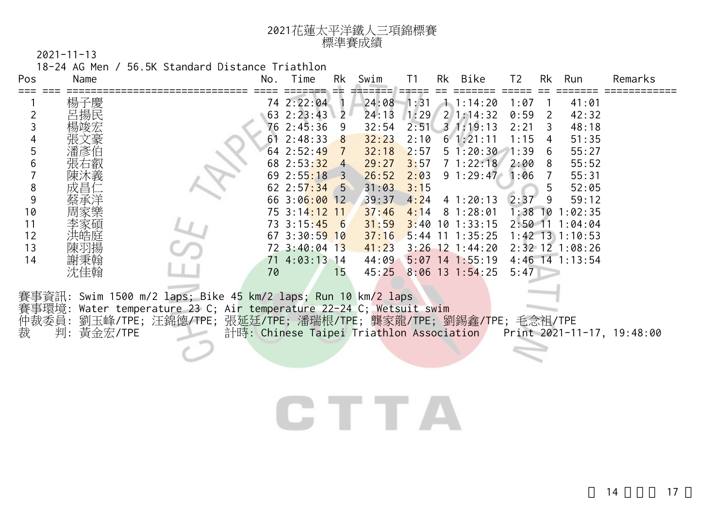# 2021花蓮太平洋鐵人三項錦標賽
## 標準賽成績

2021-11-13

18-24 AG Men / 56.5K Standard Distance Triathlon

| Pos | Name | No. | Time | Rk | Swim | T1 | Rk | Bike | T2 | Rk | Run | Remarks |
|---|---|---|---|---|---|---|---|---|---|---|---|---|
| 1 | 楊子慶 | 74 | 2:22:04 | 1 | 24:08 | 1:31 | 1 | 1:14:20 | 1:07 | 1 | 41:01 | |
| 2 | 呂揚民 | 63 | 2:23:43 | 2 | 24:13 | 1:29 | 2 | 1:14:32 | 0:59 | 2 | 42:32 | |
| 3 | 楊竣宏 | 76 | 2:45:36 | 9 | 32:54 | 2:51 | 3 | 1:19:13 | 2:21 | 3 | 48:18 | |
| 4 | 張文豪 | 61 | 2:48:33 | 8 | 32:23 | 2:10 | 6 | 1:21:11 | 1:15 | 4 | 51:35 | |
| 5 | 潘彥伯 | 64 | 2:52:49 | 7 | 32:18 | 2:57 | 5 | 1:20:30 | 1:39 | 6 | 55:27 | |
| 6 | 張右叡 | 68 | 2:53:32 | 4 | 29:27 | 3:57 | 7 | 1:22:18 | 2:00 | 8 | 55:52 | |
| 7 | 陳沐義 | 69 | 2:55:18 | 3 | 26:52 | 2:03 | 9 | 1:29:47 | 1:06 | 7 | 55:31 | |
| 8 | 成昌仁 | 62 | 2:57:34 | 5 | 31:03 | 3:15 | | | | 5 | 52:05 | |
| 9 | 蔡承洋 | 66 | 3:06:00 | 12 | 39:37 | 4:24 | 4 | 1:20:13 | 2:37 | 9 | 59:12 | |
| 10 | 周家樂 | 75 | 3:14:12 | 11 | 37:46 | 4:14 | 8 | 1:28:01 | 1:38 | 10 | 1:02:35 | |
| 11 | 李家碩 | 73 | 3:15:45 | 6 | 31:59 | 3:40 | 10 | 1:33:15 | 2:50 | 11 | 1:04:04 | |
| 12 | 洪皓庭 | 67 | 3:30:59 | 10 | 37:16 | 5:44 | 11 | 1:35:25 | 1:42 | 13 | 1:10:53 | |
| 13 | 陳羽揚 | 72 | 3:40:04 | 13 | 41:23 | 3:26 | 12 | 1:44:20 | 2:32 | 12 | 1:08:26 | |
| 14 | 謝秉翰 | 71 | 4:03:13 | 14 | 44:09 | 5:07 | 14 | 1:55:19 | 4:46 | 14 | 1:13:54 | |
| | 沈佳翰 | 70 | | 15 | 45:25 | 8:06 | 13 | 1:54:25 | 5:47 | | | |

賽事資訊: Swim 1500 m/2 laps; Bike 45 km/2 laps; Run 10 km/2 laps
賽事環境: Water temperature 23 C; Air temperature 22-24 C; Wetsuit swim
仲裁委員: 劉玉峰/TPE; 汪錦德/TPE; 張延廷/TPE; 潘瑞根/TPE; 龔家龍/TPE; 劉錫鑫/TPE; 毛念祖/TPE
裁　　判: 黃金宏/TPE　　計時: Chinese Taipei Triathlon Association　　Print 2021-11-17, 19:48:00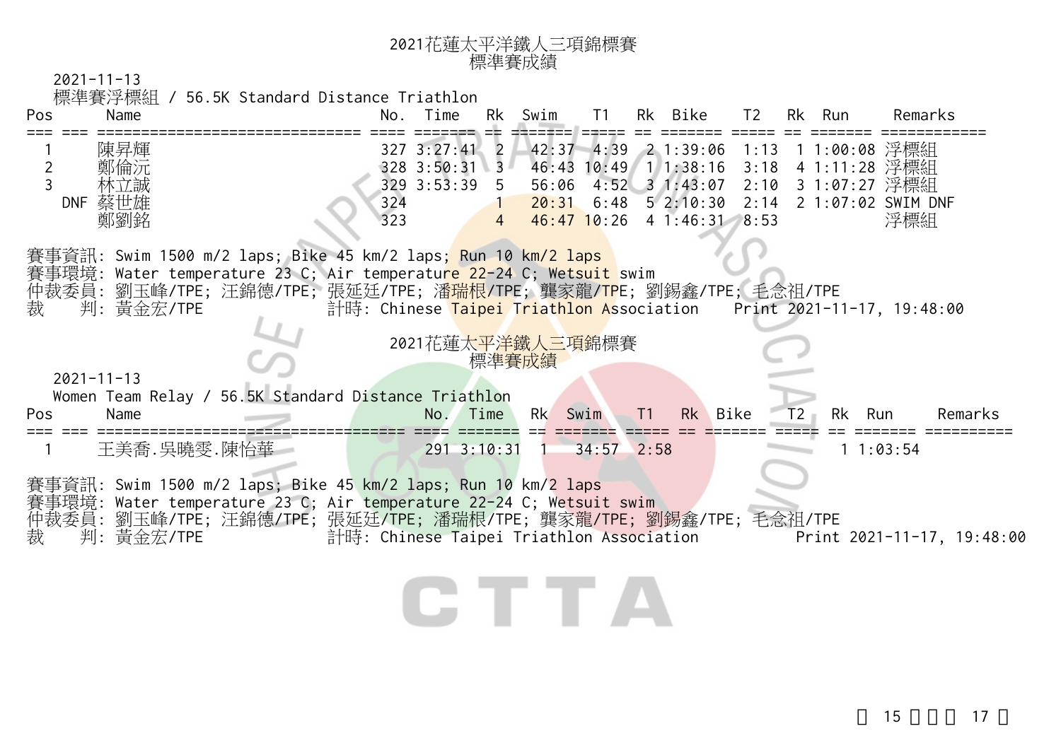# 2021花蓮太平洋鐵人三項錦標賽
## 標準賽成績

2021-11-13

標準賽浮標組 / 56.5K Standard Distance Triathlon

| Pos | | Name | No. | Time | Rk | Swim | T1 | Rk | Bike | T2 | Rk | Run | Remarks |
|---|---|---|---|---|---|---|---|---|---|---|---|---|---|
| 1 | | 陳昇輝 | 327 | 3:27:41 | 2 | 42:37 | 4:39 | 2 | 1:39:06 | 1:13 | 1 | 1:00:08 | 浮標組 |
| 2 | | 鄭倫沅 | 328 | 3:50:31 | 3 | 46:43 | 10:49 | 1 | 1:38:16 | 3:18 | 4 | 1:11:28 | 浮標組 |
| 3 | | 林立誠 | 329 | 3:53:39 | 5 | 56:06 | 4:52 | 3 | 1:43:07 | 2:10 | 3 | 1:07:27 | 浮標組 |
| | DNF | 蔡世雄 | 324 | | 1 | 20:31 | 6:48 | 5 | 2:10:30 | 2:14 | 2 | 1:07:02 | SWIM DNF |
| | | 鄭劉銘 | 323 | | 4 | 46:47 | 10:26 | 4 | 1:46:31 | 8:53 | | | 浮標組 |

賽事資訊: Swim 1500 m/2 laps; Bike 45 km/2 laps; Run 10 km/2 laps
賽事環境: Water temperature 23 C; Air temperature 22-24 C; Wetsuit swim
仲裁委員: 劉玉峰/TPE; 汪錦德/TPE; 張延廷/TPE; 潘瑞根/TPE; 龔家龍/TPE; 劉錫鑫/TPE; 毛念祖/TPE
裁　判: 黃金宏/TPE　　計時: Chinese Taipei Triathlon Association　　Print 2021-11-17, 19:48:00

# 2021花蓮太平洋鐵人三項錦標賽
## 標準賽成績

2021-11-13

Women Team Relay / 56.5K Standard Distance Triathlon

| Pos | | Name | No. | Time | Rk | Swim | T1 | Rk | Bike | T2 | Rk | Run | Remarks |
|---|---|---|---|---|---|---|---|---|---|---|---|---|---|
| 1 | | 王美喬.吳曉雯.陳怡華 | 291 | 3:10:31 | 1 | 34:57 | 2:58 | | | | 1 | 1:03:54 | |

賽事資訊: Swim 1500 m/2 laps; Bike 45 km/2 laps; Run 10 km/2 laps
賽事環境: Water temperature 23 C; Air temperature 22-24 C; Wetsuit swim
仲裁委員: 劉玉峰/TPE; 汪錦德/TPE; 張延廷/TPE; 潘瑞根/TPE; 龔家龍/TPE; 劉錫鑫/TPE; 毛念祖/TPE
裁　判: 黃金宏/TPE　　計時: Chinese Taipei Triathlon Association　　Print 2021-11-17, 19:48:00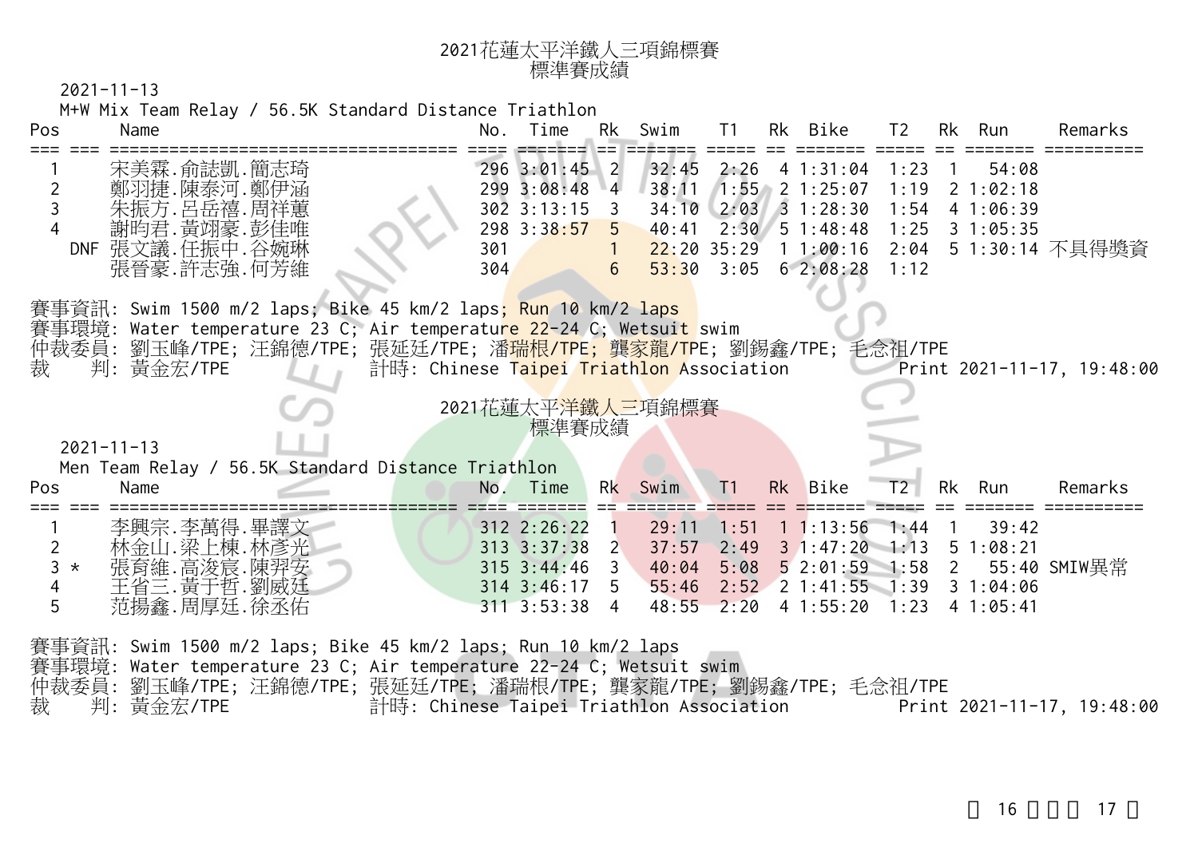# 2021花蓮太平洋鐵人三項錦標賽
## 標準賽成績

2021-11-13

M+W Mix Team Relay / 56.5K Standard Distance Triathlon

| Pos | | Name | No. | Time | Rk | Swim | T1 | Rk | Bike | T2 | Rk | Run | Remarks |
|---|---|---|---|---|---|---|---|---|---|---|---|---|---|
| 1 | | 宋美霖.俞誌凱.簡志琦 | 296 | 3:01:45 | 2 | 32:45 | 2:26 | 4 | 1:31:04 | 1:23 | 1 | 54:08 | |
| 2 | | 鄭羽捷.陳泰河.鄭伊涵 | 299 | 3:08:48 | 4 | 38:11 | 1:55 | 2 | 1:25:07 | 1:19 | 2 | 1:02:18 | |
| 3 | | 朱振方.呂岳禧.周祥蕙 | 302 | 3:13:15 | 3 | 34:10 | 2:03 | 3 | 1:28:30 | 1:54 | 4 | 1:06:39 | |
| 4 | | 謝昀君.黃翊豪.彭佳唯 | 298 | 3:38:57 | 5 | 40:41 | 2:30 | 5 | 1:48:48 | 1:25 | 3 | 1:05:35 | |
| | DNF | 張文議.任振中.谷婉琳 | 301 | | 1 | 22:20 | 35:29 | 1 | 1:00:16 | 2:04 | 5 | 1:30:14 | 不具得獎資 |
| | | 張晉豪.許志強.何芳維 | 304 | | 6 | 53:30 | 3:05 | 6 | 2:08:28 | 1:12 | | | |

賽事資訊: Swim 1500 m/2 laps; Bike 45 km/2 laps; Run 10 km/2 laps
賽事環境: Water temperature 23 C; Air temperature 22-24 C; Wetsuit swim
仲裁委員: 劉玉峰/TPE; 汪錦德/TPE; 張延廷/TPE; 潘瑞根/TPE; 龔家龍/TPE; 劉錫鑫/TPE; 毛念祖/TPE
裁　　判: 黃金宏/TPE　　計時: Chinese Taipei Triathlon Association　　Print 2021-11-17, 19:48:00

# 2021花蓮太平洋鐵人三項錦標賽
## 標準賽成績

2021-11-13

Men Team Relay / 56.5K Standard Distance Triathlon

| Pos | | Name | No. | Time | Rk | Swim | T1 | Rk | Bike | T2 | Rk | Run | Remarks |
|---|---|---|---|---|---|---|---|---|---|---|---|---|---|
| 1 | | 李興宗.李萬得.畢譯文 | 312 | 2:26:22 | 1 | 29:11 | 1:51 | 1 | 1:13:56 | 1:44 | 1 | 39:42 | |
| 2 | | 林金山.梁上棟.林彥光 | 313 | 3:37:38 | 2 | 37:57 | 2:49 | 3 | 1:47:20 | 1:13 | 5 | 1:08:21 | |
| 3 | * | 張育維.高浚宸.陳羿安 | 315 | 3:44:46 | 3 | 40:04 | 5:08 | 5 | 2:01:59 | 1:58 | 2 | 55:40 | SMIW異常 |
| 4 | | 王省三.黃于哲.劉威廷 | 314 | 3:46:17 | 5 | 55:46 | 2:52 | 2 | 1:41:55 | 1:39 | 3 | 1:04:06 | |
| 5 | | 范揚鑫.周厚廷.徐丞佑 | 311 | 3:53:38 | 4 | 48:55 | 2:20 | 4 | 1:55:20 | 1:23 | 4 | 1:05:41 | |

賽事資訊: Swim 1500 m/2 laps; Bike 45 km/2 laps; Run 10 km/2 laps
賽事環境: Water temperature 23 C; Air temperature 22-24 C; Wetsuit swim
仲裁委員: 劉玉峰/TPE; 汪錦德/TPE; 張延廷/TPE; 潘瑞根/TPE; 龔家龍/TPE; 劉錫鑫/TPE; 毛念祖/TPE
裁　　判: 黃金宏/TPE　　計時: Chinese Taipei Triathlon Association　　Print 2021-11-17, 19:48:00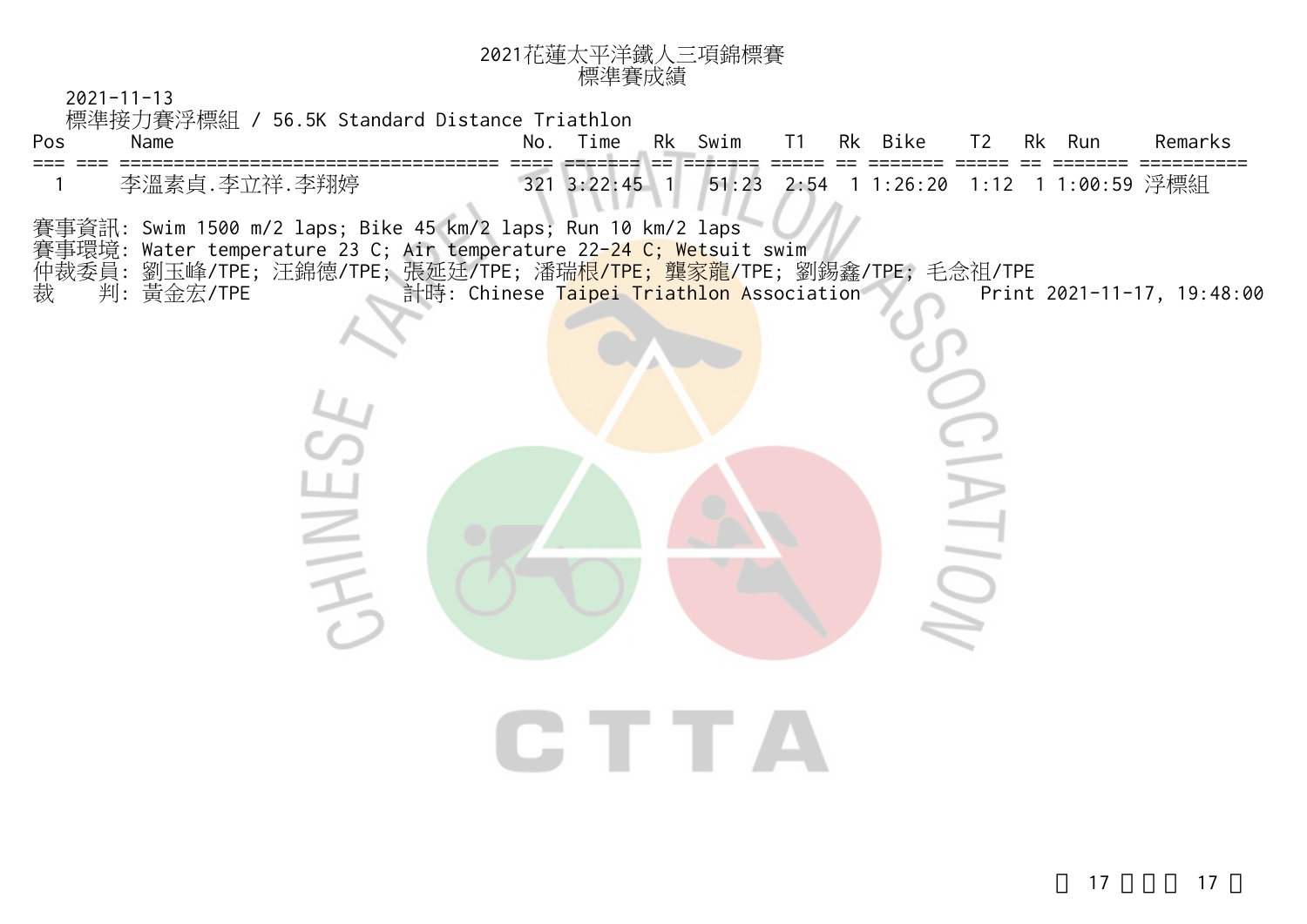# 2021花蓮太平洋鐵人三項錦標賽
## 標準賽成績

2021-11-13

標準接力賽浮標組 / 56.5K Standard Distance Triathlon

| Pos | | Name | No. | Time | Rk | Swim | T1 | Rk | Bike | T2 | Rk | Run | Remarks |
|---|---|---|---|---|---|---|---|---|---|---|---|---|---|
| 1 | | 李溫素貞.李立祥.李翔婷 | 321 | 3:22:45 | 1 | 51:23 | 2:54 | 1 | 1:26:20 | 1:12 | 1 | 1:00:59 | 浮標組 |

賽事資訊: Swim 1500 m/2 laps; Bike 45 km/2 laps; Run 10 km/2 laps
賽事環境: Water temperature 23 C; Air temperature 22-24 C; Wetsuit swim
仲裁委員: 劉玉峰/TPE; 汪錦德/TPE; 張延廷/TPE; 潘瑞根/TPE; 龔家龍/TPE; 劉錫鑫/TPE; 毛念祖/TPE
裁　判: 黃金宏/TPE　　計時: Chinese Taipei Triathlon Association　　Print 2021-11-17, 19:48:00